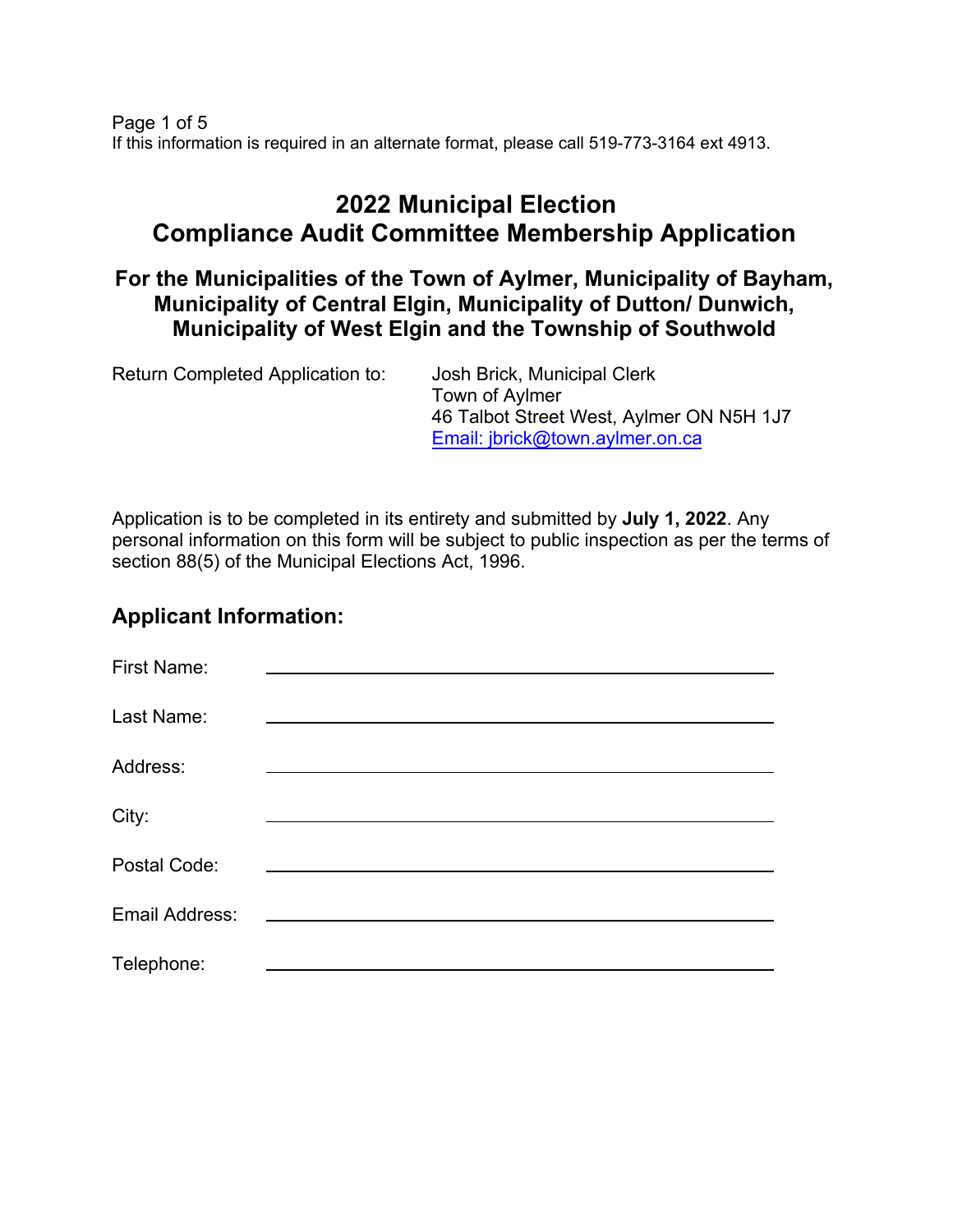If this information is required in an alternate format, please call 519-773-3164 ext 4913.

# 2022 Municipal Election
# Compliance Audit Committee Membership Application

## For the Municipalities of the Town of Aylmer, Municipality of Bayham, Municipality of Central Elgin, Municipality of Dutton/ Dunwich, Municipality of West Elgin and the Township of Southwold

Return Completed Application to:

Josh Brick, Municipal Clerk
Town of Aylmer
46 Talbot Street West, Aylmer ON N5H 1J7
Email: jbrick@town.aylmer.on.ca

Application is to be completed in its entirety and submitted by **July 1, 2022**. Any personal information on this form will be subject to public inspection as per the terms of section 88(5) of the Municipal Elections Act, 1996.

## Applicant Information:

First Name: ______________________________

Last Name: ______________________________

Address: ______________________________

City: ______________________________

Postal Code: ______________________________

Email Address: ______________________________

Telephone: ______________________________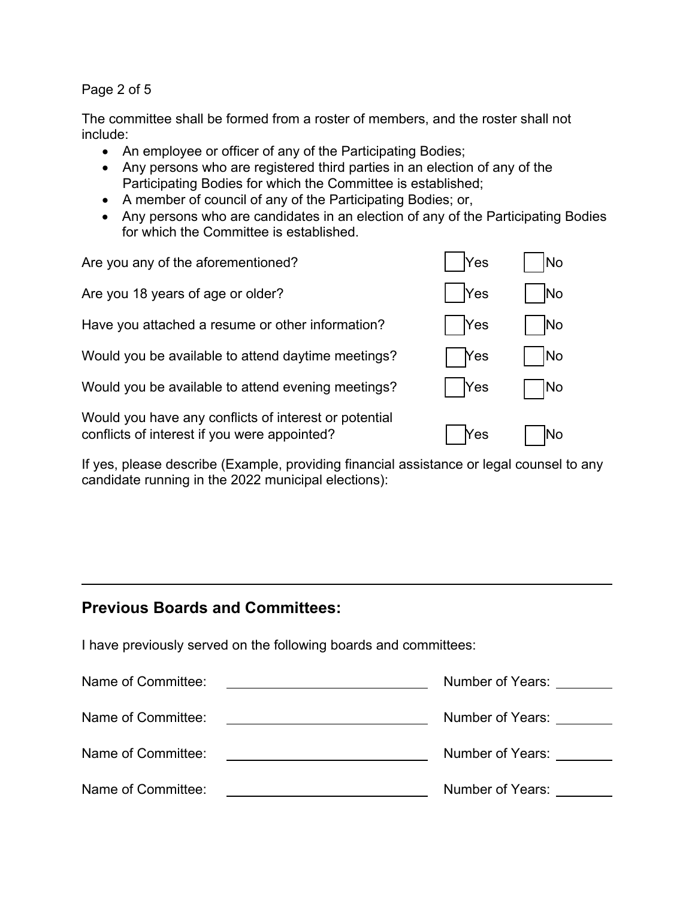The committee shall be formed from a roster of members, and the roster shall not include:

- An employee or officer of any of the Participating Bodies;
- Any persons who are registered third parties in an election of any of the Participating Bodies for which the Committee is established;
- A member of council of any of the Participating Bodies; or,
- Any persons who are candidates in an election of any of the Participating Bodies for which the Committee is established.

| | | |
|---|---|---|
| Are you any of the aforementioned? | ☐ Yes | ☐ No |
| Are you 18 years of age or older? | ☐ Yes | ☐ No |
| Have you attached a resume or other information? | ☐ Yes | ☐ No |
| Would you be available to attend daytime meetings? | ☐ Yes | ☐ No |
| Would you be available to attend evening meetings? | ☐ Yes | ☐ No |
| Would you have any conflicts of interest or potential conflicts of interest if you were appointed? | ☐ Yes | ☐ No |

If yes, please describe (Example, providing financial assistance or legal counsel to any candidate running in the 2022 municipal elections):

---

## Previous Boards and Committees:

I have previously served on the following boards and committees:

Name of Committee: ____________________ Number of Years: ________

Name of Committee: ____________________ Number of Years: ________

Name of Committee: ____________________ Number of Years: ________

Name of Committee: ____________________ Number of Years: ________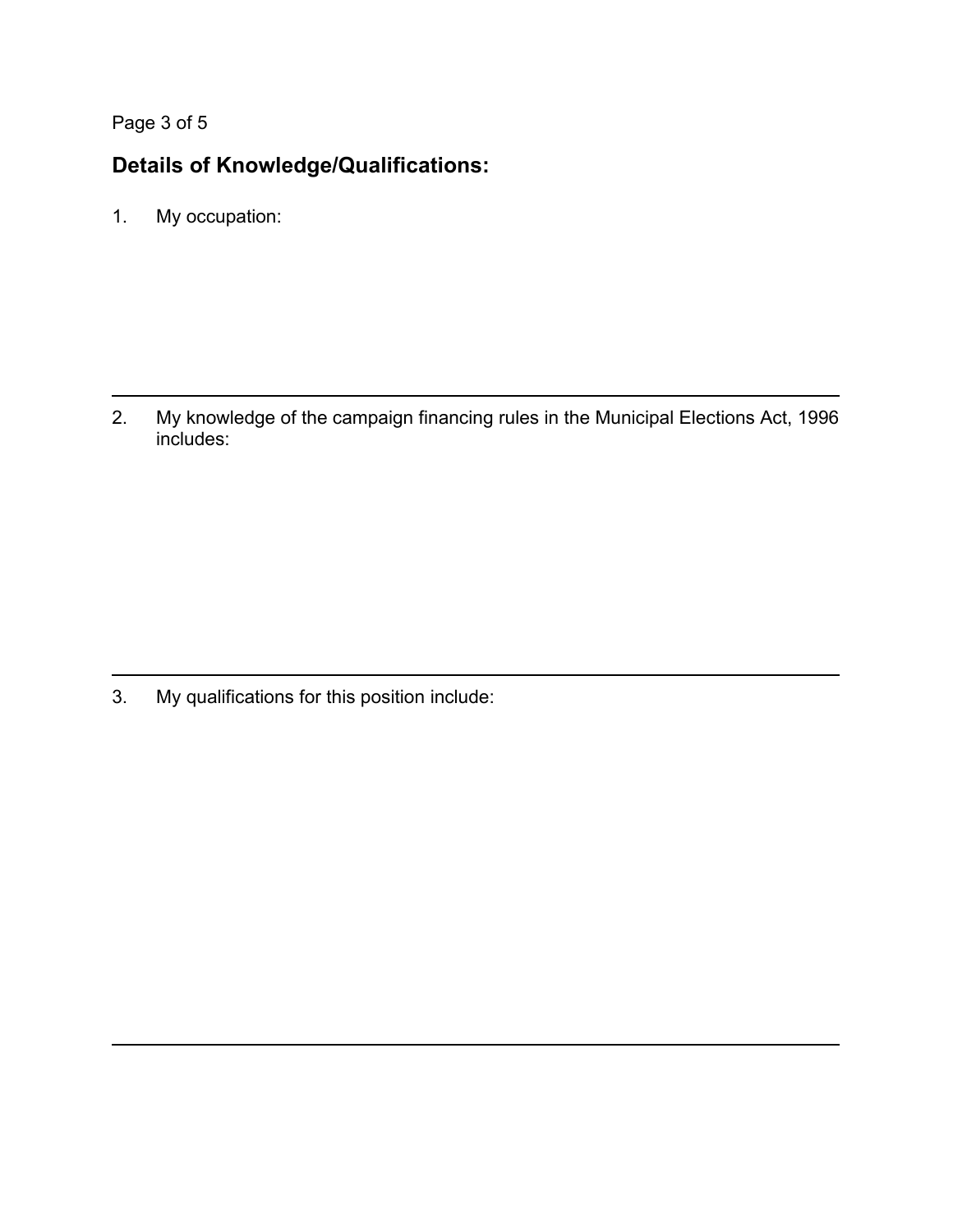## Details of Knowledge/Qualifications:

1. My occupation:

---

2. My knowledge of the campaign financing rules in the Municipal Elections Act, 1996 includes:

---

3. My qualifications for this position include:

---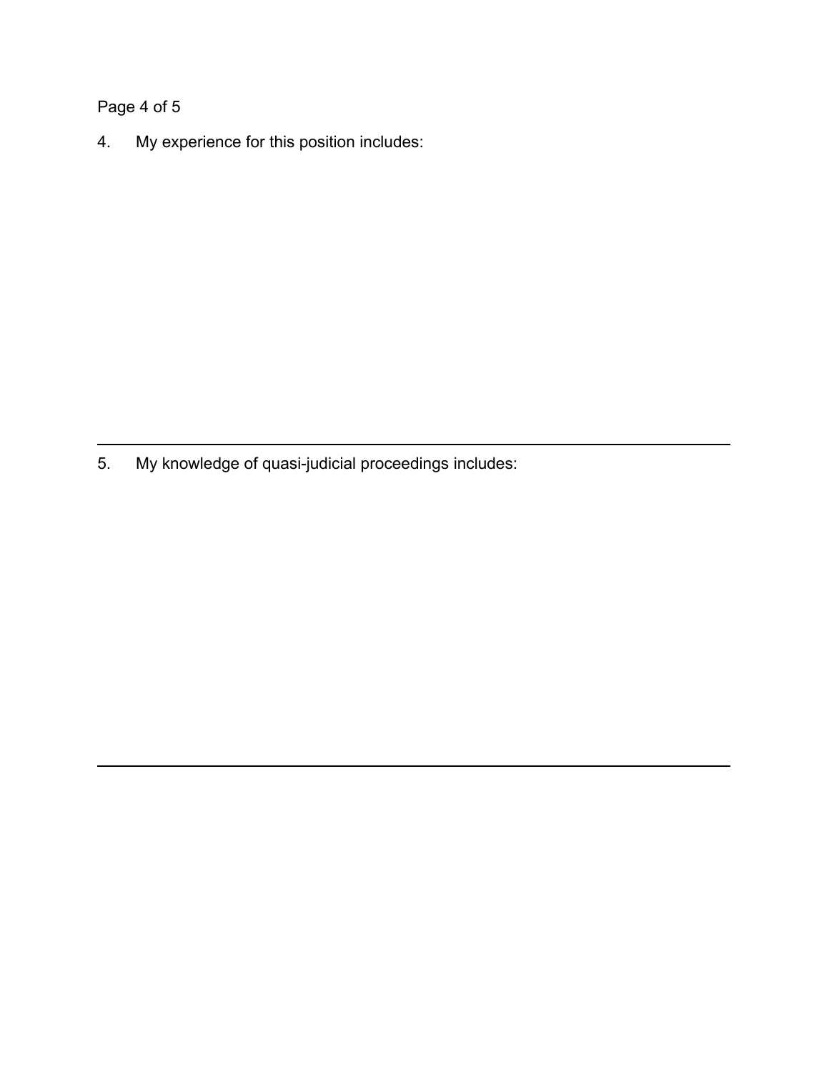4. My experience for this position includes:

---

5. My knowledge of quasi-judicial proceedings includes:

---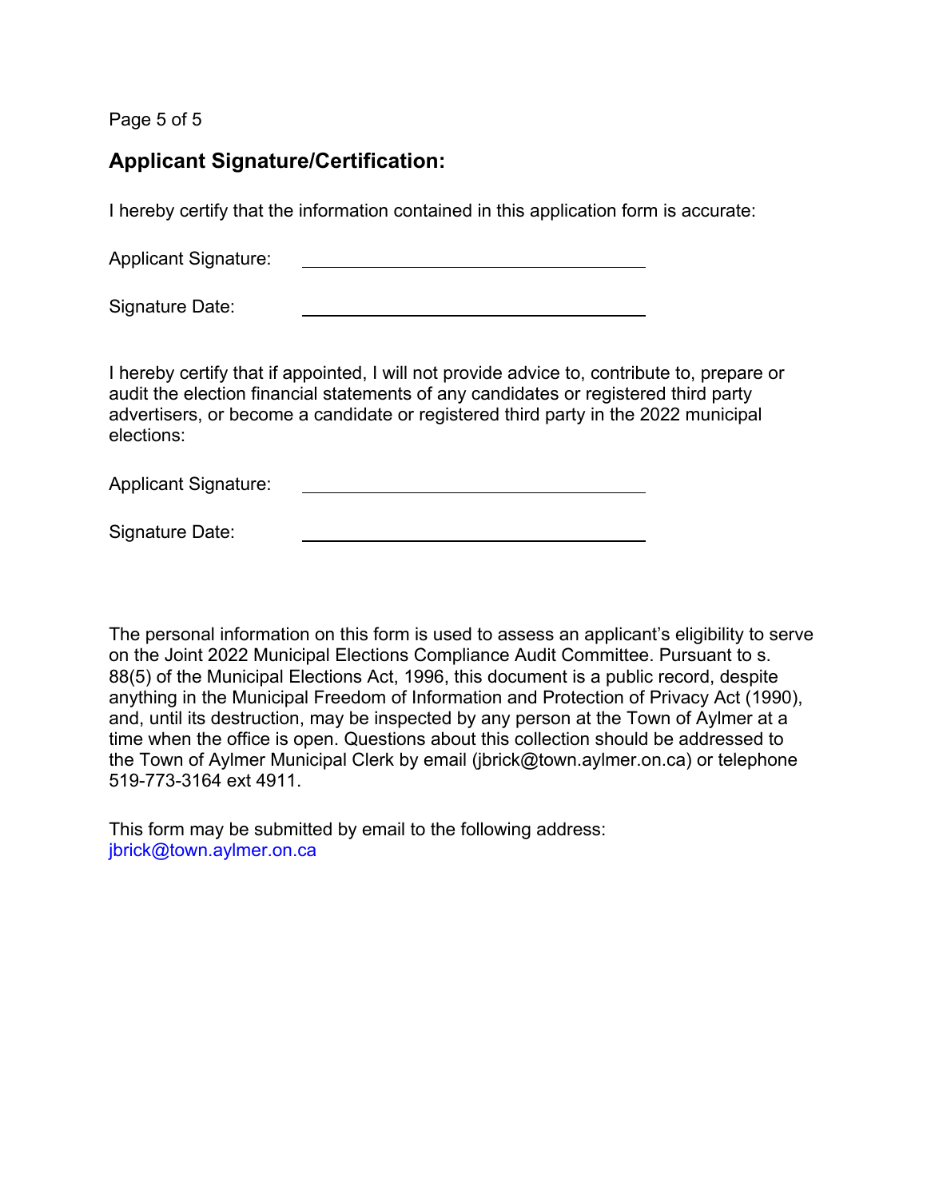## Applicant Signature/Certification:

I hereby certify that the information contained in this application form is accurate:

Applicant Signature: ______________________________

Signature Date: ______________________________

I hereby certify that if appointed, I will not provide advice to, contribute to, prepare or audit the election financial statements of any candidates or registered third party advertisers, or become a candidate or registered third party in the 2022 municipal elections:

Applicant Signature: ______________________________

Signature Date: ______________________________

The personal information on this form is used to assess an applicant's eligibility to serve on the Joint 2022 Municipal Elections Compliance Audit Committee. Pursuant to s. 88(5) of the Municipal Elections Act, 1996, this document is a public record, despite anything in the Municipal Freedom of Information and Protection of Privacy Act (1990), and, until its destruction, may be inspected by any person at the Town of Aylmer at a time when the office is open. Questions about this collection should be addressed to the Town of Aylmer Municipal Clerk by email (jbrick@town.aylmer.on.ca) or telephone 519-773-3164 ext 4911.

This form may be submitted by email to the following address:
jbrick@town.aylmer.on.ca